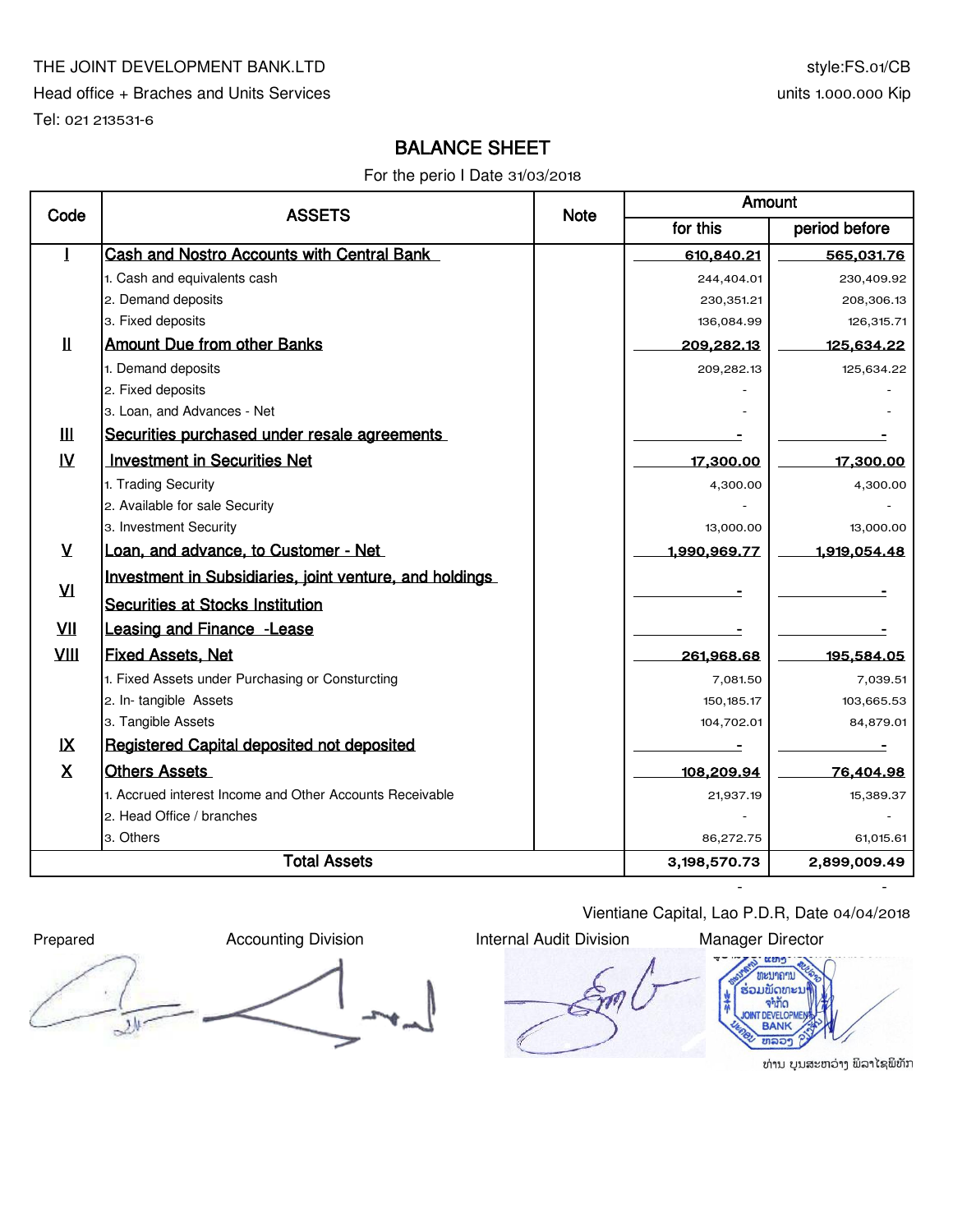THE JOINT DEVELOPMENT BANK.LTD

Head office + Braches and Units Services

Tel: 021 213531-6

style:FS.01/CB

units 1.000.000 Kip

# BALANCE SHEET

For the perio I Date 31/03/2018

| Code | ASSETS | Note | Amount | |
|---|---|---|---|---|
| | | | for this | period before |
| I | Cash and Nostro Accounts with Central Bank | | 610,840.21 | 565,031.76 |
| | 1. Cash and equivalents cash | | 244,404.01 | 230,409.92 |
| | 2. Demand deposits | | 230,351.21 | 208,306.13 |
| | 3. Fixed deposits | | 136,084.99 | 126,315.71 |
| II | Amount Due from other Banks | | 209,282.13 | 125,634.22 |
| | 1. Demand deposits | | 209,282.13 | 125,634.22 |
| | 2. Fixed deposits | | - | - |
| | 3. Loan, and Advances - Net | | - | - |
| III | Securities purchased under resale agreements | | - | - |
| IV | Investment in Securities Net | | 17,300.00 | 17,300.00 |
| | 1. Trading Security | | 4,300.00 | 4,300.00 |
| | 2. Available for sale Security | | - | - |
| | 3. Investment Security | | 13,000.00 | 13,000.00 |
| V | Loan, and advance, to Customer - Net | | 1,990,969.77 | 1,919,054.48 |
| VI | Investment in Subsidiaries, joint venture, and holdings Securities at Stocks Institution | | - | - |
| VII | Leasing and Finance -Lease | | - | - |
| VIII | Fixed Assets, Net | | 261,968.68 | 195,584.05 |
| | 1. Fixed Assets under Purchasing or Consturcting | | 7,081.50 | 7,039.51 |
| | 2. In- tangible Assets | | 150,185.17 | 103,665.53 |
| | 3. Tangible Assets | | 104,702.01 | 84,879.01 |
| IX | Registered Capital deposited not deposited | | - | - |
| X | Others Assets | | 108,209.94 | 76,404.98 |
| | 1. Accrued interest Income and Other Accounts Receivable | | 21,937.19 | 15,389.37 |
| | 2. Head Office / branches | | - | - |
| | 3. Others | | 86,272.75 | 61,015.61 |
| Total Assets | | | 3,198,570.73 | 2,899,009.49 |

Vientiane Capital, Lao P.D.R, Date 04/04/2018

| Prepared | Accounting Division | Internal Audit Division | Manager Director |
|---|---|---|---|

ທະນາຄານ ຮ່ວມພັດທະນາ ຈຳກັດ JOINT DEVELOPMENT BANK

ທ່ານ ບຸນສະຫວ່າງ ພິລາໄຊພິທັກ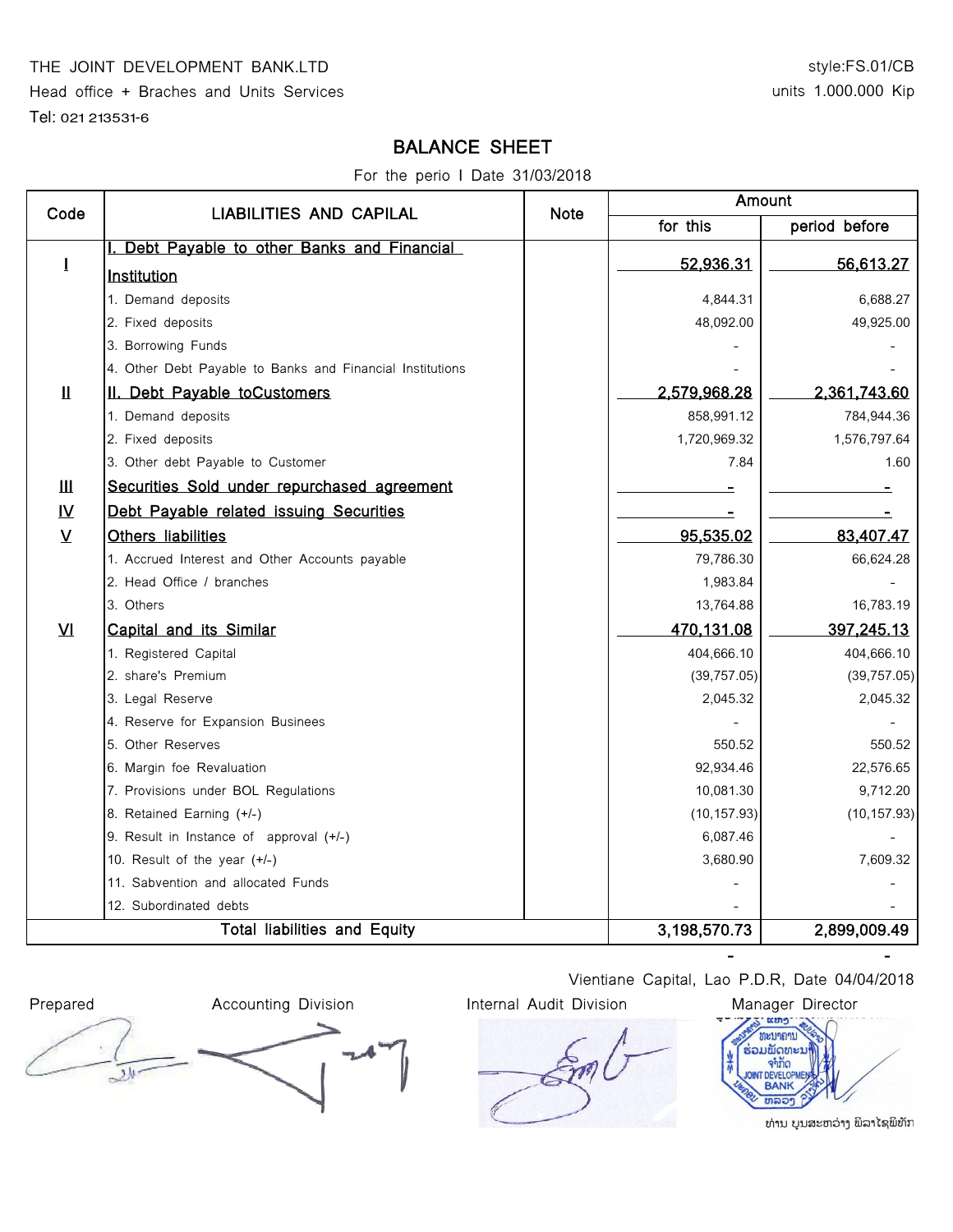THE JOINT DEVELOPMENT BANK.LTD

Head office + Braches and Units Services

Tel: 021 213531-6

style:FS.01/CB

units 1.000.000 Kip

# BALANCE SHEET

For the perio I Date 31/03/2018

| Code | LIABILITIES AND CAPILAL | Note | Amount | |
|---|---|---|---|---|
| | | | for this | period before |
| I | I. Debt Payable to other Banks and Financial Institution | | 52,936.31 | 56,613.27 |
| | 1. Demand deposits | | 4,844.31 | 6,688.27 |
| | 2. Fixed deposits | | 48,092.00 | 49,925.00 |
| | 3. Borrowing Funds | | - | - |
| | 4. Other Debt Payable to Banks and Financial Institutions | | - | - |
| II | II. Debt Payable toCustomers | | 2,579,968.28 | 2,361,743.60 |
| | 1. Demand deposits | | 858,991.12 | 784,944.36 |
| | 2. Fixed deposits | | 1,720,969.32 | 1,576,797.64 |
| | 3. Other debt Payable to Customer | | 7.84 | 1.60 |
| III | Securities Sold under repurchased agreement | | - | - |
| IV | Debt Payable related issuing Secrutities | | - | - |
| V | Others liabilities | | 95,535.02 | 83,407.47 |
| | 1. Accrued Interest and Other Accounts payable | | 79,786.30 | 66,624.28 |
| | 2. Head Office / branches | | 1,983.84 | - |
| | 3. Others | | 13,764.88 | 16,783.19 |
| VI | Capital and its Similar | | 470,131.08 | 397,245.13 |
| | 1. Registered Capital | | 404,666.10 | 404,666.10 |
| | 2. share's Premium | | (39,757.05) | (39,757.05) |
| | 3. Legal Reserve | | 2,045.32 | 2,045.32 |
| | 4. Reserve for Expansion Businees | | - | - |
| | 5. Other Reserves | | 550.52 | 550.52 |
| | 6. Margin foe Revaluation | | 92,934.46 | 22,576.65 |
| | 7. Provisions under BOL Regulations | | 10,081.30 | 9,712.20 |
| | 8. Retained Earning (+/-) | | (10,157.93) | (10,157.93) |
| | 9. Result in Instance of approval (+/-) | | 6,087.46 | - |
| | 10. Result of the year (+/-) | | 3,680.90 | 7,609.32 |
| | 11. Sabvention and allocated Funds | | - | - |
| | 12. Subordinated debts | | - | - |
| | Total liabilities and Equity | | 3,198,570.73 | 2,899,009.49 |

Vientiane Capital, Lao P.D.R, Date 04/04/2018

Prepared | Accounting Division | Internal Audit Division | Manager Director

ທ່ານ ບຸນສະຫວ່າງ ພິລາໄຊພິທັກ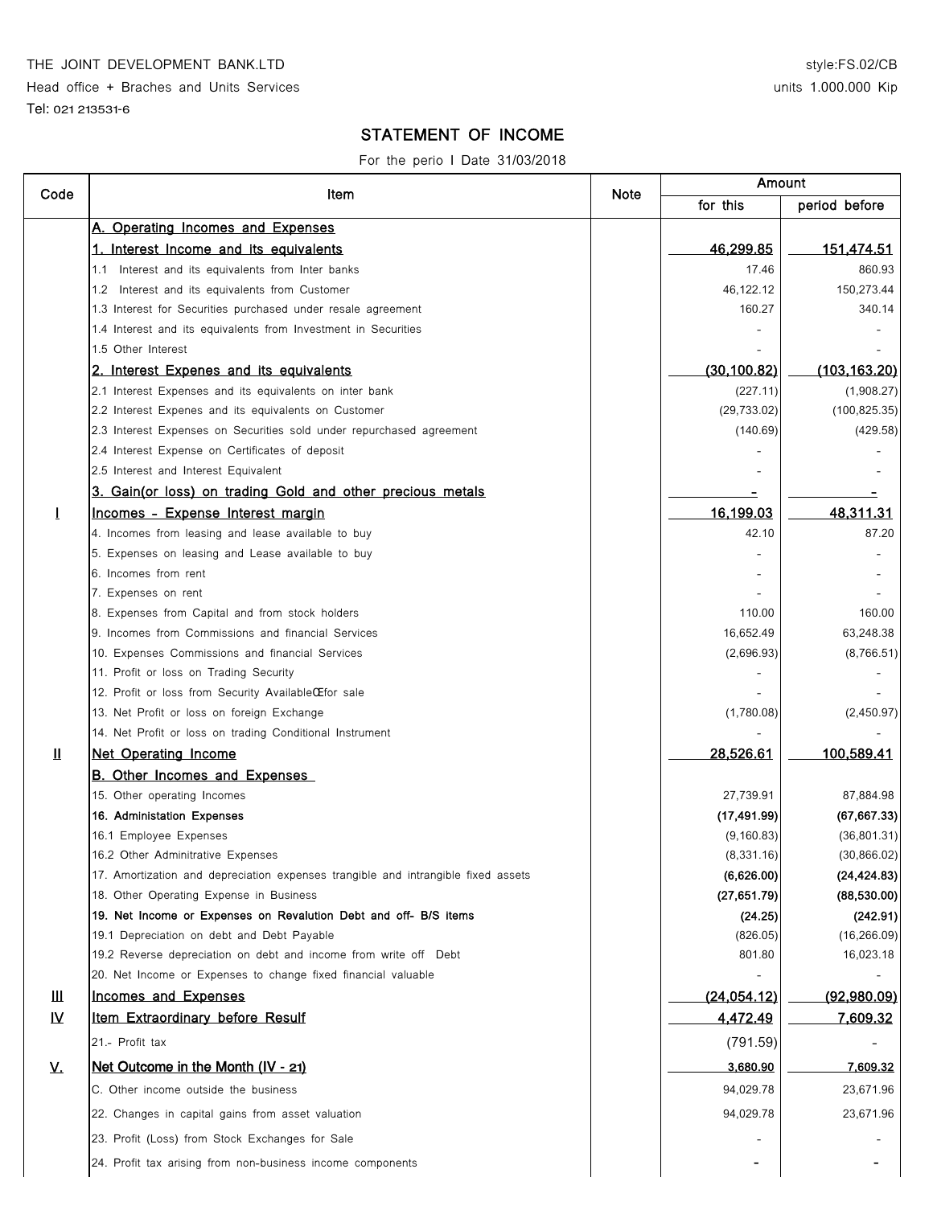THE JOINT DEVELOPMENT BANK.LTD

Head office + Braches and Units Services

Tel: 021 213531-6

style:FS.02/CB

units 1.000.000 Kip

## STATEMENT OF INCOME

For the perio I Date 31/03/2018

| Code | Item | Note | Amount | |
|---|---|---|---|---|
| | | | for this | period before |
| | A. Operating Incomes and Expenses | | | |
| | 1. Interest Income and its equivalents | | 46,299.85 | 151,474.51 |
| | 1.1 Interest and its equivalents from Inter banks | | 17.46 | 860.93 |
| | 1.2 Interest and its equivalents from Customer | | 46,122.12 | 150,273.44 |
| | 1.3 Interest for Securities purchased under resale agreement | | 160.27 | 340.14 |
| | 1.4 Interest and its equivalents from Investment in Securities | | - | - |
| | 1.5 Other Interest | | - | - |
| | 2. Interest Expenes and its equivalents | | (30,100.82) | (103,163.20) |
| | 2.1 Interest Expenses and its equivalents on inter bank | | (227.11) | (1,908.27) |
| | 2.2 Interest Expenes and its equivalents on Customer | | (29,733.02) | (100,825.35) |
| | 2.3 Interest Expenses on Securities sold under repurchased agreement | | (140.69) | (429.58) |
| | 2.4 Interest Expense on Certificates of deposit | | - | - |
| | 2.5 Interest and Interest Equivalent | | - | - |
| | 3. Gain(or loss) on trading Gold and other precious metals | | - | - |
| I | Incomes - Expense Interest margin | | 16,199.03 | 48,311.31 |
| | 4. Incomes from leasing and lease available to buy | | 42.10 | 87.20 |
| | 5. Expenses on leasing and Lease available to buy | | - | - |
| | 6. Incomes from rent | | - | - |
| | 7. Expenses on rent | | - | - |
| | 8. Expenses from Capital and from stock holders | | 110.00 | 160.00 |
| | 9. Incomes from Commissions and financial Services | | 16,652.49 | 63,248.38 |
| | 10. Expenses Commissions and financial Services | | (2,696.93) | (8,766.51) |
| | 11. Profit or loss on Trading Security | | - | - |
| | 12. Profit or loss from Security AvailableŒfor sale | | - | - |
| | 13. Net Profit or loss on foreign Exchange | | (1,780.08) | (2,450.97) |
| | 14. Net Profit or loss on trading Conditional Instrument | | - | - |
| II | Net Operating Income | | 28,526.61 | 100,589.41 |
| | B. Other Incomes and Expenses | | | |
| | 15. Other operating Incomes | | 27,739.91 | 87,884.98 |
| | **16. Administation Expenses** | | **(17,491.99)** | **(67,667.33)** |
| | 16.1 Employee Expenses | | (9,160.83) | (36,801.31) |
| | 16.2 Other Adminitrative Expenses | | (8,331.16) | (30,866.02) |
| | 17. Amortization and depreciation expenses trangible and intrangible fixed assets | | **(6,626.00)** | **(24,424.83)** |
| | 18. Other Operating Expense in Business | | **(27,651.79)** | **(88,530.00)** |
| | **19. Net Income or Expenses on Revalution Debt and off- B/S items** | | **(24.25)** | **(242.91)** |
| | 19.1 Depreciation on debt and Debt Payable | | (826.05) | (16,266.09) |
| | 19.2 Reverse depreciation on debt and income from write off Debt | | 801.80 | 16,023.18 |
| | 20. Net Income or Expenses to change fixed financial valuable | | - | - |
| III | Incomes and Expenses | | (24,054.12) | (92,980.09) |
| IV | Item Extraordinary before Resulf | | 4,472.49 | 7,609.32 |
| | 21.- Profit tax | | (791.59) | - |
| V. | Net Outcome in the Month (IV - 21) | | 3,680.90 | 7,609.32 |
| | C. Other income outside the business | | 94,029.78 | 23,671.96 |
| | 22. Changes in capital gains from asset valuation | | 94,029.78 | 23,671.96 |
| | 23. Profit (Loss) from Stock Exchanges for Sale | | - | - |
| | 24. Profit tax arising from non-business income components | | - | - |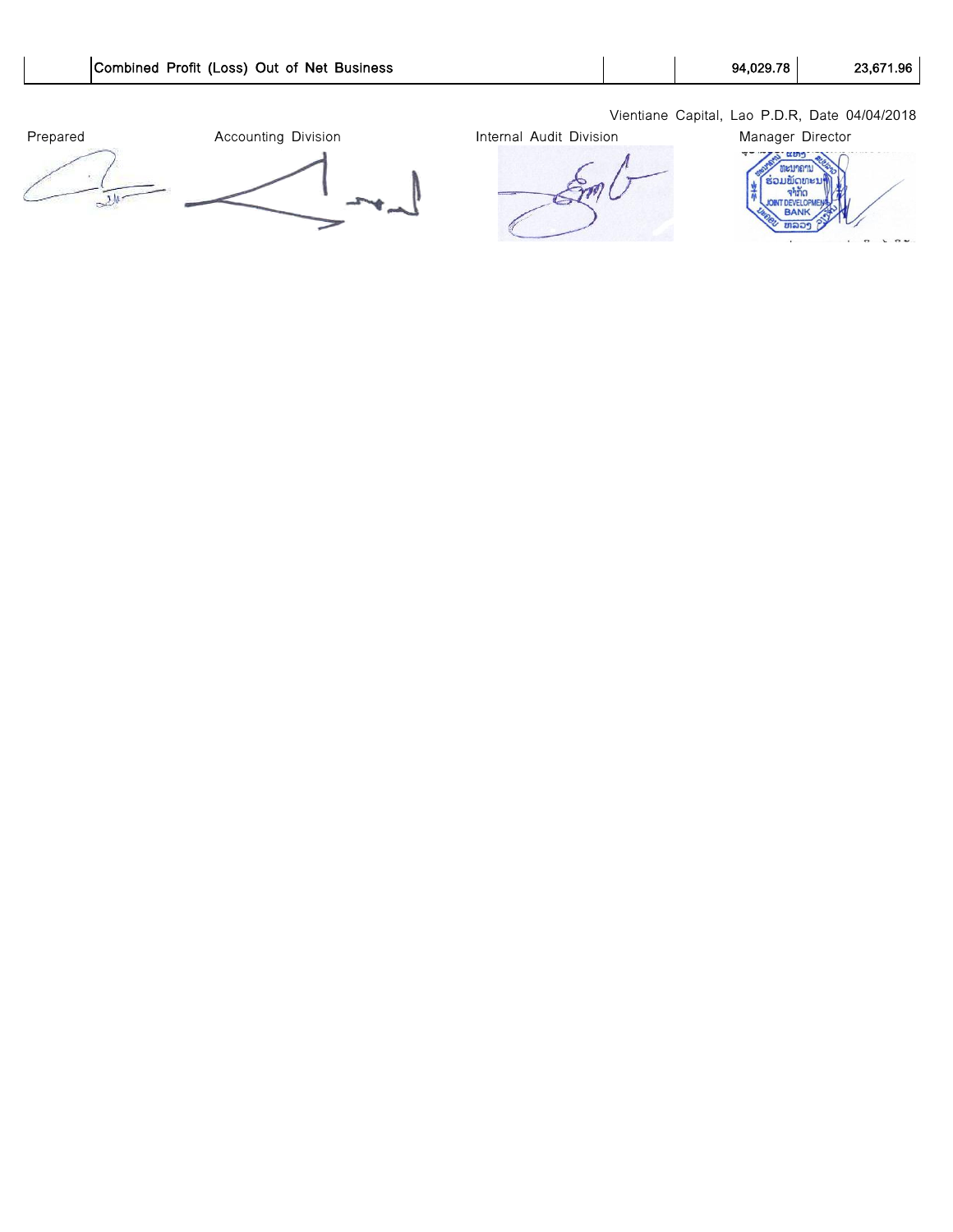| | | | | |
|---|---|---|---|---|
| | **Combined Profit (Loss) Out of Net Business** | | **94,029.78** | **23,671.96** |

Vientiane Capital, Lao P.D.R, Date 04/04/2018

| Prepared | Accounting Division | Internal Audit Division | Manager Director |
|---|---|---|---|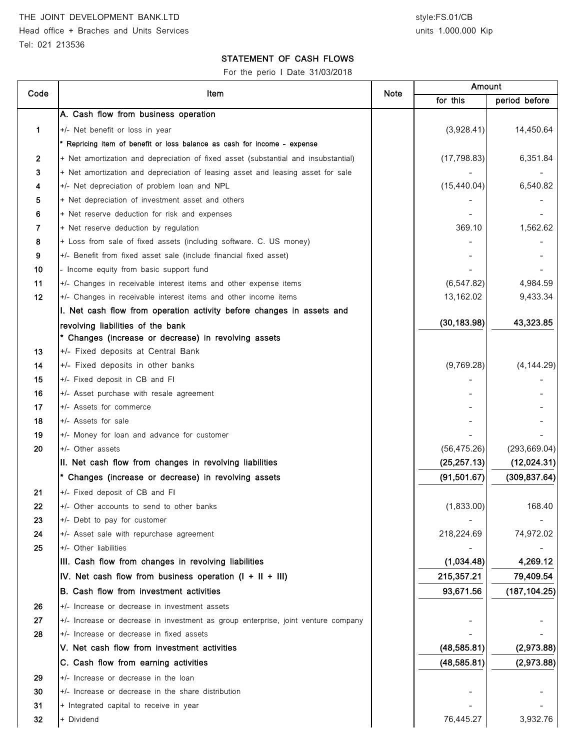THE JOINT DEVELOPMENT BANK.LTD

Head office + Braches and Units Services

Tel: 021 213536

style:FS.01/CB

units 1.000.000 Kip

## STATEMENT OF CASH FLOWS

For the perio I Date 31/03/2018

| Code | Item | Note | Amount | |
|---|---|---|---|---|
| | | | for this | period before |
| | **A. Cash flow from business operation** | | | |
| 1 | +/- Net benefit or loss in year | | (3,928.41) | 14,450.64 |
| | * Repricing item of benefit or loss balance as cash for income - expense | | | |
| 2 | + Net amortization and depreciation of fixed asset (substantial and insubstantial) | | (17,798.83) | 6,351.84 |
| 3 | + Net amortization and depreciation of leasing asset and leasing asset for sale | | - | - |
| 4 | +/- Net depreciation of problem loan and NPL | | (15,440.04) | 6,540.82 |
| 5 | + Net depreciation of investment asset and others | | - | - |
| 6 | + Net reserve deduction for risk and expenses | | - | - |
| 7 | + Net reserve deduction by regulation | | 369.10 | 1,562.62 |
| 8 | + Loss from sale of fixed assets (including software. C. US money) | | - | - |
| 9 | +/- Benefit from fixed asset sale (include financial fixed asset) | | - | - |
| 10 | - Income equity from basic support fund | | - | - |
| 11 | +/- Changes in receivable interest items and other expense items | | (6,547.82) | 4,984.59 |
| 12 | +/- Changes in receivable interest items and other income items | | 13,162.02 | 9,433.34 |
| | **I. Net cash flow from operation activity before changes in assets and revolving liabilities of the bank** | | **(30,183.98)** | **43,323.85** |
| | **\* Changes (increase or decrease) in revolving assets** | | | |
| 13 | +/- Fixed deposits at Central Bank | | | |
| 14 | +/- Fixed deposits in other banks | | (9,769.28) | (4,144.29) |
| 15 | +/- Fixed deposit in CB and FI | | - | - |
| 16 | +/- Asset purchase with resale agreement | | - | - |
| 17 | +/- Assets for commerce | | - | - |
| 18 | +/- Assets for sale | | - | - |
| 19 | +/- Money for loan and advance for customer | | - | - |
| 20 | +/- Other assets | | (56,475.26) | (293,669.04) |
| | **II. Net cash flow from changes in revolving liabilities** | | **(25,257.13)** | **(12,024.31)** |
| | **\* Changes (increase or decrease) in revolving assets** | | **(91,501.67)** | **(309,837.64)** |
| 21 | +/- Fixed deposit of CB and FI | | | |
| 22 | +/- Other accounts to send to other banks | | (1,833.00) | 168.40 |
| 23 | +/- Debt to pay for customer | | - | - |
| 24 | +/- Asset sale with repurchase agreement | | 218,224.69 | 74,972.02 |
| 25 | +/- Other liabilities | | - | - |
| | **III. Cash flow from changes in revolving liabilities** | | **(1,034.48)** | **4,269.12** |
| | **IV. Net cash flow from business operation (I + II + III)** | | **215,357.21** | **79,409.54** |
| | **B. Cash flow from investment activities** | | **93,671.56** | **(187,104.25)** |
| 26 | +/- Increase or decrease in investment assets | | | |
| 27 | +/- Increase or decrease in investment as group enterprise, joint venture company | | - | - |
| 28 | +/- Increase or decrease in fixed assets | | - | - |
| | **V. Net cash flow from investment activities** | | **(48,585.81)** | **(2,973.88)** |
| | **C. Cash flow from earning activities** | | **(48,585.81)** | **(2,973.88)** |
| 29 | +/- Increase or decrease in the loan | | | |
| 30 | +/- Increase or decrease in the share distribution | | - | - |
| 31 | + Integrated capital to receive in year | | - | - |
| 32 | + Dividend | | 76,445.27 | 3,932.76 |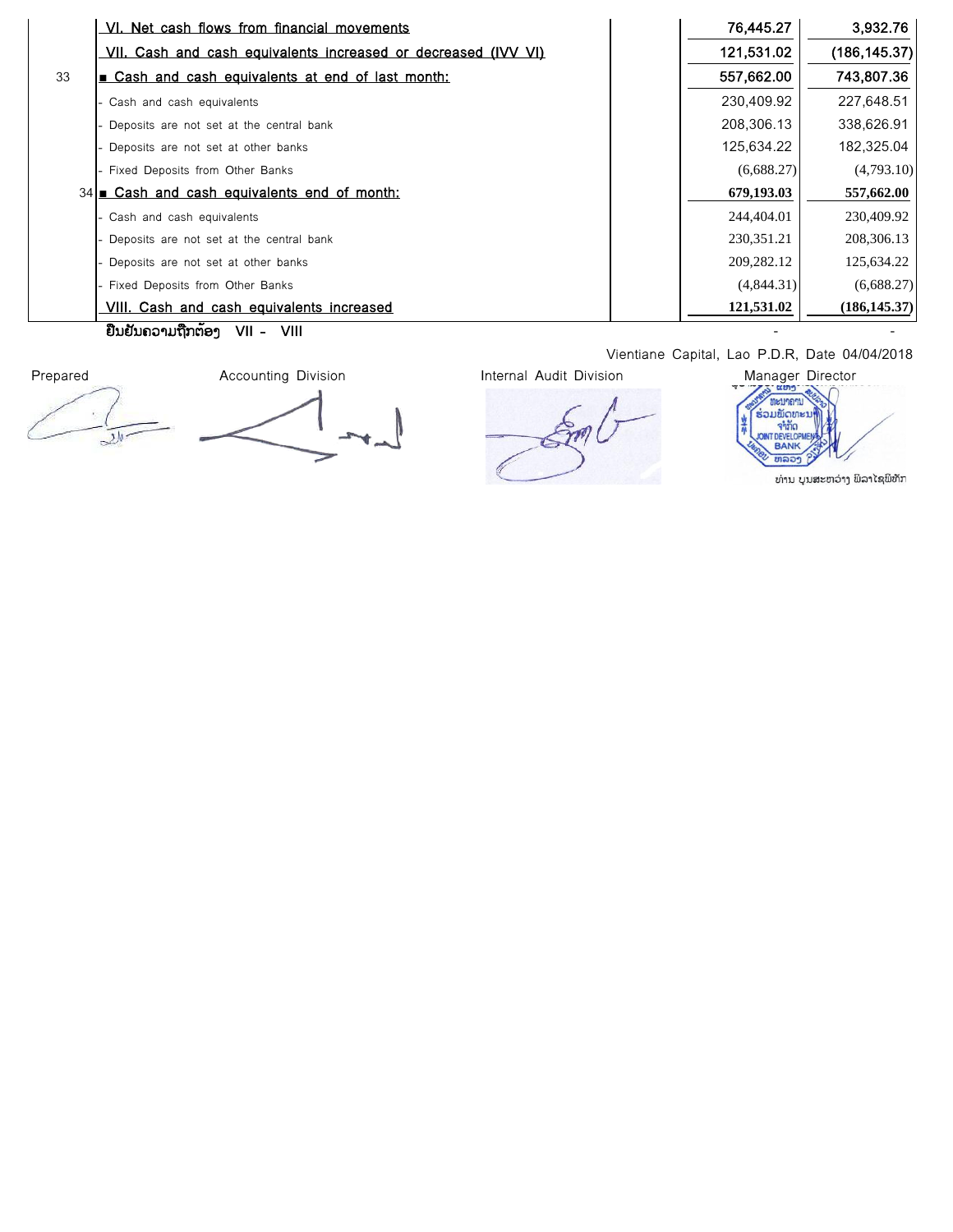| | | | | |
|---|---|---|---|---|
| | VI. Net cash flows from financial movements | | 76,445.27 | 3,932.76 |
| | VII. Cash and cash equivalents increased or decreased (IVV VI) | | 121,531.02 | (186,145.37) |
| 33 | ■ Cash and cash equivalents at end of last month: | | 557,662.00 | 743,807.36 |
| | - Cash and cash equivalents | | 230,409.92 | 227,648.51 |
| | - Deposits are not set at the central bank | | 208,306.13 | 338,626.91 |
| | - Deposits are not set at other banks | | 125,634.22 | 182,325.04 |
| | - Fixed Deposits from Other Banks | | (6,688.27) | (4,793.10) |
| 34 | ■ Cash and cash equivalents end of month: | | 679,193.03 | 557,662.00 |
| | - Cash and cash equivalents | | 244,404.01 | 230,409.92 |
| | - Deposits are not set at the central bank | | 230,351.21 | 208,306.13 |
| | - Deposits are not set at other banks | | 209,282.12 | 125,634.22 |
| | - Fixed Deposits from Other Banks | | (4,844.31) | (6,688.27) |
| | VIII. Cash and cash equivalents increased | | 121,531.02 | (186,145.37) |
| | ຢືນຢັນຄວາມຖືກຕ້ອງ VII - VIII | | - | - |

Vientiane Capital, Lao P.D.R, Date 04/04/2018

| Prepared | Accounting Division | Internal Audit Division | Manager Director |
|---|---|---|---|
| | | | ທ່ານ ບຸນສະຫວ່າງ ພິລາໄຊພິທັກ |